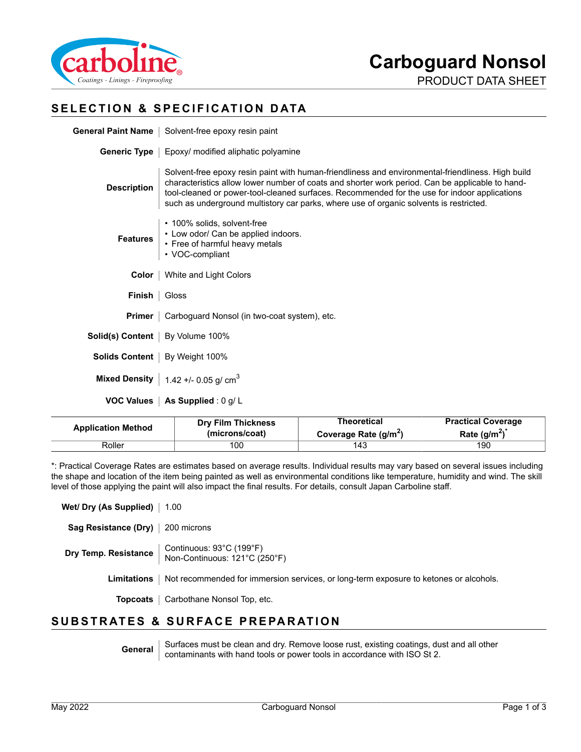# Carboguard Nonsol

PRODUCT DATA SHEET

## SELECTION & SPECIFICATION DATA

**General Paint Name** | Solvent-free epoxy resin paint

**Generic Type** | Epoxy/ modified aliphatic polyamine

**Description** | Solvent-free epoxy resin paint with human-friendliness and environmental-friendliness. High build characteristics allow lower number of coats and shorter work period. Can be applicable to hand-tool-cleaned or power-tool-cleaned surfaces. Recommended for the use for indoor applications such as underground multistory car parks, where use of organic solvents is restricted.

**Features**

- 100% solids, solvent-free
- Low odor/ Can be applied indoors.
- Free of harmful heavy metals
- VOC-compliant

**Color** | White and Light Colors

**Finish** | Gloss

**Primer** | Carboguard Nonsol (in two-coat system), etc.

**Solid(s) Content** | By Volume 100%

**Solids Content** | By Weight 100%

**Mixed Density** | 1.42 +/- 0.05 g/ $cm^3$

**VOC Values** | **As Supplied** : 0 g/ L

| Application Method | Dry Film Thickness (microns/coat) | Theoretical Coverage Rate ($g/m^2$) | Practical Coverage Rate ($g/m^2$)* |
|---|---|---|---|
| Roller | 100 | 143 | 190 |

*: Practical Coverage Rates are estimates based on average results. Individual results may vary based on several issues including the shape and location of the item being painted as well as environmental conditions like temperature, humidity and wind. The skill level of those applying the paint will also impact the final results. For details, consult Japan Carboline staff.

**Wet/ Dry (As Supplied)** | 1.00

**Sag Resistance (Dry)** | 200 microns

**Dry Temp. Resistance** | Continuous: 93°C (199°F)
Non-Continuous: 121°C (250°F)

**Limitations** | Not recommended for immersion services, or long-term exposure to ketones or alcohols.

**Topcoats** | Carbothane Nonsol Top, etc.

## SUBSTRATES & SURFACE PREPARATION

**General** | Surfaces must be clean and dry. Remove loose rust, existing coatings, dust and all other contaminants with hand tools or power tools in accordance with ISO St 2.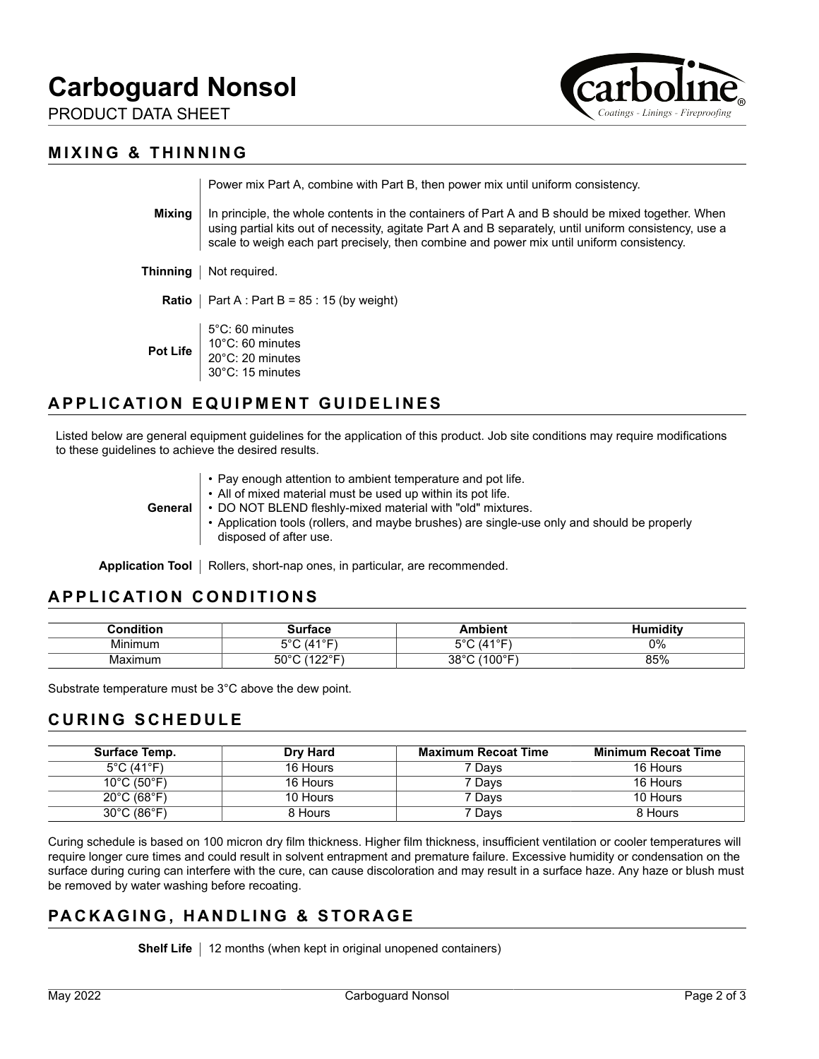# Carboguard Nonsol

PRODUCT DATA SHEET

## MIXING & THINNING

**Mixing**

Power mix Part A, combine with Part B, then power mix until uniform consistency.

In principle, the whole contents in the containers of Part A and B should be mixed together. When using partial kits out of necessity, agitate Part A and B separately, until uniform consistency, use a scale to weigh each part precisely, then combine and power mix until uniform consistency.

**Thinning**

Not required.

**Ratio**

Part A : Part B = 85 : 15 (by weight)

**Pot Life**

5°C: 60 minutes
10°C: 60 minutes
20°C: 20 minutes
30°C: 15 minutes

## APPLICATION EQUIPMENT GUIDELINES

Listed below are general equipment guidelines for the application of this product. Job site conditions may require modifications to these guidelines to achieve the desired results.

**General**

- Pay enough attention to ambient temperature and pot life.
- All of mixed material must be used up within its pot life.
- DO NOT BLEND fleshly-mixed material with "old" mixtures.
- Application tools (rollers, and maybe brushes) are single-use only and should be properly disposed of after use.

**Application Tool**

Rollers, short-nap ones, in particular, are recommended.

## APPLICATION CONDITIONS

| Condition | Surface | Ambient | Humidity |
|---|---|---|---|
| Minimum | 5°C (41°F) | 5°C (41°F) | 0% |
| Maximum | 50°C (122°F) | 38°C (100°F) | 85% |

Substrate temperature must be 3°C above the dew point.

## CURING SCHEDULE

| Surface Temp. | Dry Hard | Maximum Recoat Time | Minimum Recoat Time |
|---|---|---|---|
| 5°C (41°F) | 16 Hours | 7 Days | 16 Hours |
| 10°C (50°F) | 16 Hours | 7 Days | 16 Hours |
| 20°C (68°F) | 10 Hours | 7 Days | 10 Hours |
| 30°C (86°F) | 8 Hours | 7 Days | 8 Hours |

Curing schedule is based on 100 micron dry film thickness. Higher film thickness, insufficient ventilation or cooler temperatures will require longer cure times and could result in solvent entrapment and premature failure. Excessive humidity or condensation on the surface during curing can interfere with the cure, can cause discoloration and may result in a surface haze. Any haze or blush must be removed by water washing before recoating.

## PACKAGING, HANDLING & STORAGE

**Shelf Life**

12 months (when kept in original unopened containers)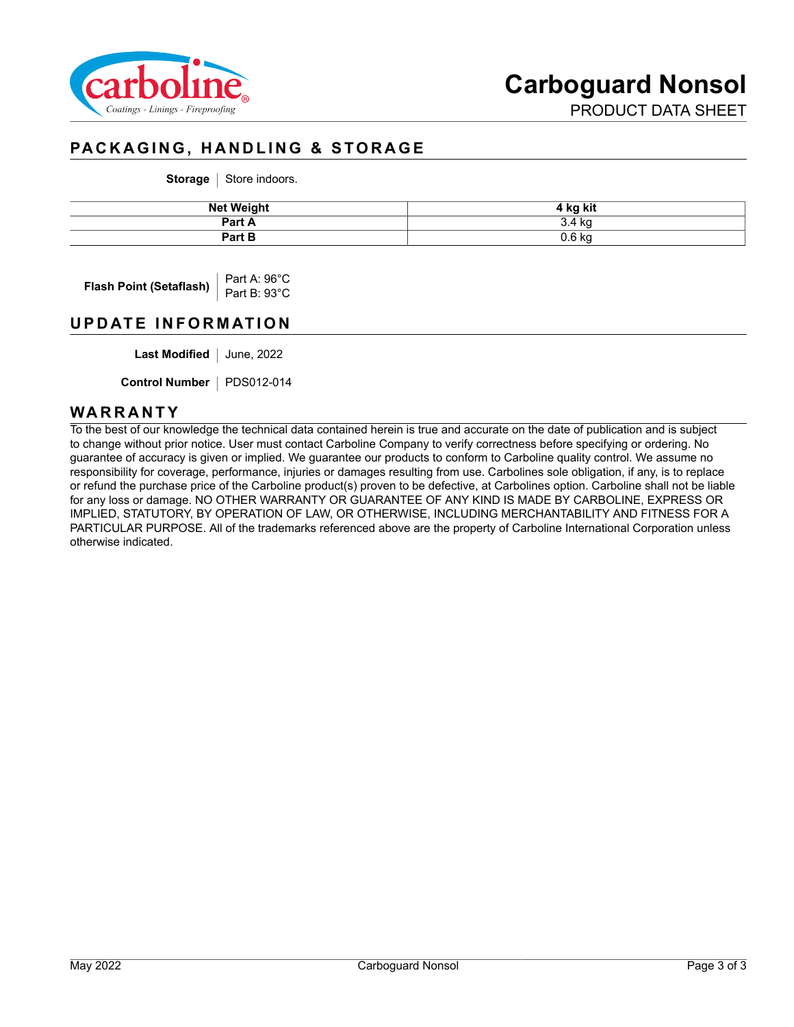## PACKAGING, HANDLING & STORAGE

**Storage** | Store indoors.

| Net Weight | 4 kg kit |
|---|---|
| Part A | 3.4 kg |
| Part B | 0.6 kg |

**Flash Point (Setaflash)** | Part A: 96°C
Part B: 93°C

## UPDATE INFORMATION

**Last Modified** | June, 2022

**Control Number** | PDS012-014

## WARRANTY

To the best of our knowledge the technical data contained herein is true and accurate on the date of publication and is subject to change without prior notice. User must contact Carboline Company to verify correctness before specifying or ordering. No guarantee of accuracy is given or implied. We guarantee our products to conform to Carboline quality control. We assume no responsibility for coverage, performance, injuries or damages resulting from use. Carbolines sole obligation, if any, is to replace or refund the purchase price of the Carboline product(s) proven to be defective, at Carbolines option. Carboline shall not be liable for any loss or damage. NO OTHER WARRANTY OR GUARANTEE OF ANY KIND IS MADE BY CARBOLINE, EXPRESS OR IMPLIED, STATUTORY, BY OPERATION OF LAW, OR OTHERWISE, INCLUDING MERCHANTABILITY AND FITNESS FOR A PARTICULAR PURPOSE. All of the trademarks referenced above are the property of Carboline International Corporation unless otherwise indicated.